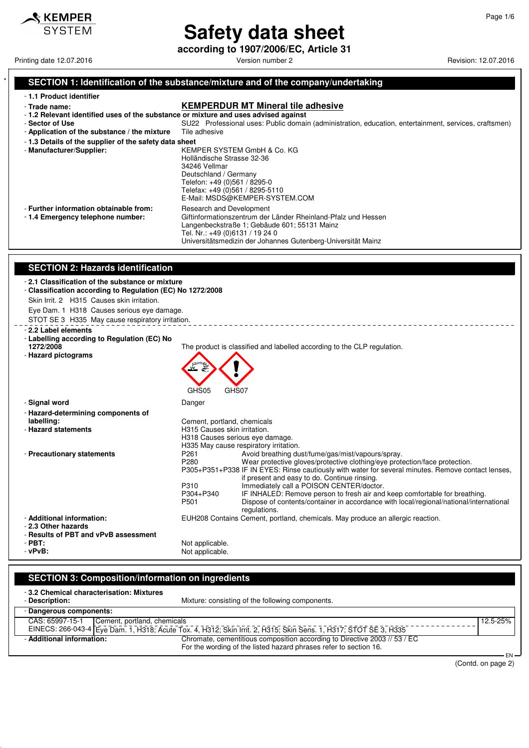KEMPER SYSTEM

# Safety data sheet

**according to 1907/2006/EC, Article 31**

Printing date 12.07.2016 | Version number 2 | Revision: 12.07.2016

## SECTION 1: Identification of the substance/mixture and of the company/undertaking

- **1.1 Product identifier**
- **Trade name:** **KEMPERDUR MT Mineral tile adhesive**
- **1.2 Relevant identified uses of the substance or mixture and uses advised against**
- **Sector of Use** SU22 Professional uses: Public domain (administration, education, entertainment, services, craftsmen)
- **Application of the substance / the mixture** Tile adhesive
- **1.3 Details of the supplier of the safety data sheet**
- **Manufacturer/Supplier:**
  KEMPER SYSTEM GmbH & Co. KG
  Holländische Strasse 32-36
  34246 Vellmar
  Deutschland / Germany
  Telefon: +49 (0)561 / 8295-0
  Telefax: +49 (0)561 / 8295-5110
  E-Mail: MSDS@KEMPER-SYSTEM.COM
- **Further information obtainable from:** Research and Development
- **1.4 Emergency telephone number:**
  Giftinformationszentrum der Länder Rheinland-Pfalz und Hessen
  Langenbeckstraße 1; Gebäude 601; 55131 Mainz
  Tel. Nr.: +49 (0)6131 / 19 24 0
  Universitätsmedizin der Johannes Gutenberg-Universität Mainz

## SECTION 2: Hazards identification

- **2.1 Classification of the substance or mixture**
- **Classification according to Regulation (EC) No 1272/2008**

Skin Irrit. 2 H315 Causes skin irritation.

Eye Dam. 1 H318 Causes serious eye damage.

STOT SE 3 H335 May cause respiratory irritation.

- **2.2 Label elements**
- **Labelling according to Regulation (EC) No 1272/2008** The product is classified and labelled according to the CLP regulation.
- **Hazard pictograms**

GHS05 GHS07

- **Signal word** Danger
- **Hazard-determining components of labelling:** Cement, portland, chemicals
- **Hazard statements**
  H315 Causes skin irritation.
  H318 Causes serious eye damage.
  H335 May cause respiratory irritation.
- **Precautionary statements**
  - P261 Avoid breathing dust/fume/gas/mist/vapours/spray.
  - P280 Wear protective gloves/protective clothing/eye protection/face protection.
  - P305+P351+P338 IF IN EYES: Rinse cautiously with water for several minutes. Remove contact lenses, if present and easy to do. Continue rinsing.
  - P310 Immediately call a POISON CENTER/doctor.
  - P304+P340 IF INHALED: Remove person to fresh air and keep comfortable for breathing.
  - P501 Dispose of contents/container in accordance with local/regional/national/international regulations.
- **Additional information:** EUH208 Contains Cement, portland, chemicals. May produce an allergic reaction.
- **2.3 Other hazards**
- **Results of PBT and vPvB assessment**
- **PBT:** Not applicable.
- **vPvB:** Not applicable.

## SECTION 3: Composition/information on ingredients

- **3.2 Chemical characterisation: Mixtures**
- **Description:** Mixture: consisting of the following components.

| Dangerous components: | | |
|---|---|---|
| CAS: 65997-15-1<br>EINECS: 266-043-4 | Cement, portland, chemicals<br>Eye Dam. 1, H318; Acute Tox. 4, H312; Skin Irrit. 2, H315; Skin Sens. 1, H317; STOT SE 3, H335 | 12.5-25% |

- **Additional information:** Chromate, cementitious composition according to Directive 2003 // 53 / EC
  For the wording of the listed hazard phrases refer to section 16.

(Contd. on page 2)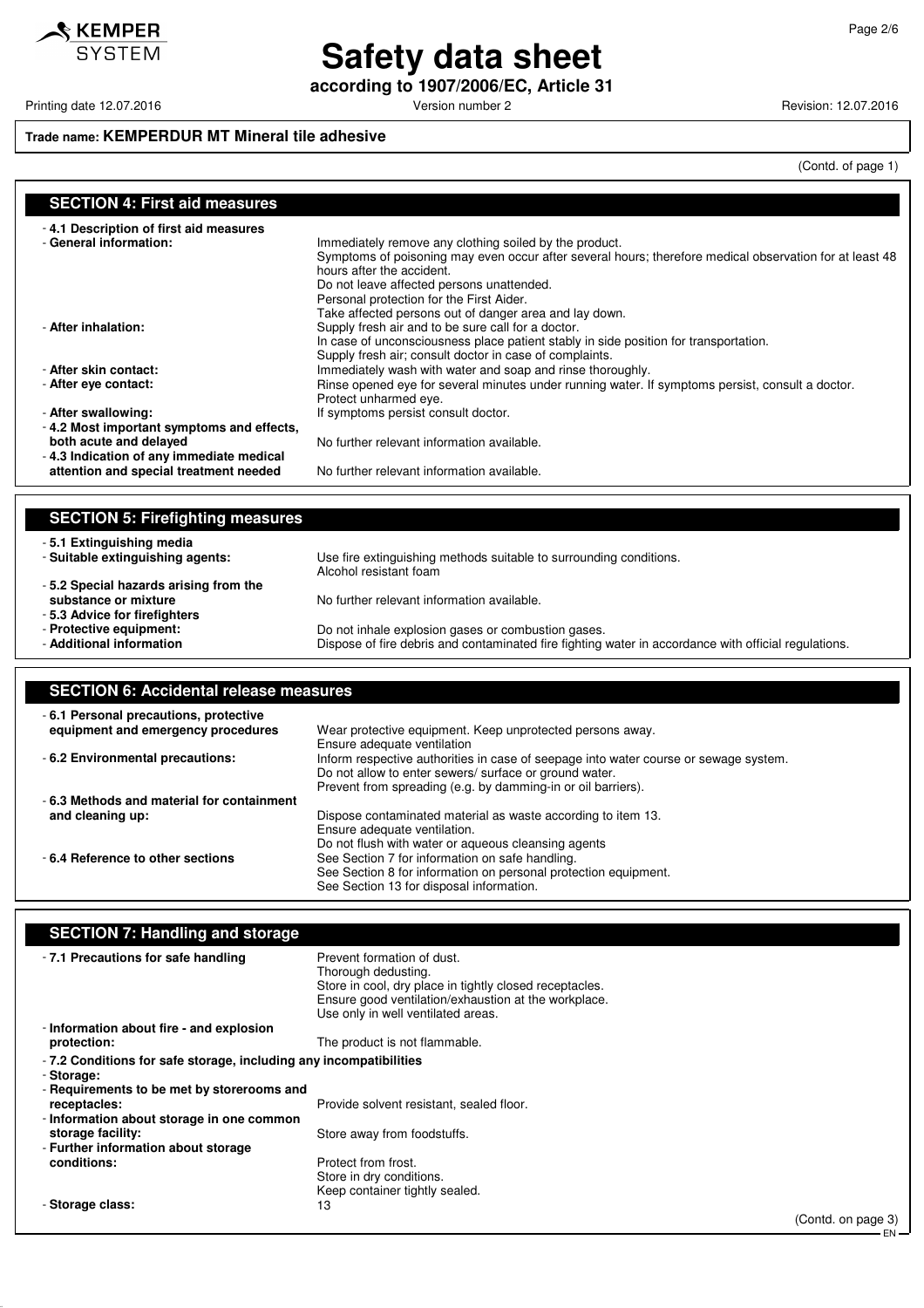**Trade name: KEMPERDUR MT Mineral tile adhesive**

(Contd. of page 1)

## SECTION 4: First aid measures

- **4.1 Description of first aid measures**
- **General information:** Immediately remove any clothing soiled by the product.
  Symptoms of poisoning may even occur after several hours; therefore medical observation for at least 48 hours after the accident.
  Do not leave affected persons unattended.
  Personal protection for the First Aider.
  Take affected persons out of danger area and lay down.
- **After inhalation:** Supply fresh air and to be sure call for a doctor.
  In case of unconsciousness place patient stably in side position for transportation.
  Supply fresh air; consult doctor in case of complaints.
- **After skin contact:** Immediately wash with water and soap and rinse thoroughly.
- **After eye contact:** Rinse opened eye for several minutes under running water. If symptoms persist, consult a doctor.
  Protect unharmed eye.
- **After swallowing:** If symptoms persist consult doctor.
- **4.2 Most important symptoms and effects, both acute and delayed** No further relevant information available.
- **4.3 Indication of any immediate medical attention and special treatment needed** No further relevant information available.

## SECTION 5: Firefighting measures

- **5.1 Extinguishing media**
- **Suitable extinguishing agents:** Use fire extinguishing methods suitable to surrounding conditions.
  Alcohol resistant foam
- **5.2 Special hazards arising from the substance or mixture** No further relevant information available.
- **5.3 Advice for firefighters**
- **Protective equipment:** Do not inhale explosion gases or combustion gases.
- **Additional information** Dispose of fire debris and contaminated fire fighting water in accordance with official regulations.

## SECTION 6: Accidental release measures

- **6.1 Personal precautions, protective equipment and emergency procedures** Wear protective equipment. Keep unprotected persons away.
  Ensure adequate ventilation
- **6.2 Environmental precautions:** Inform respective authorities in case of seepage into water course or sewage system.
  Do not allow to enter sewers/ surface or ground water.
  Prevent from spreading (e.g. by damming-in or oil barriers).
- **6.3 Methods and material for containment and cleaning up:** Dispose contaminated material as waste according to item 13.
  Ensure adequate ventilation.
  Do not flush with water or aqueous cleansing agents
- **6.4 Reference to other sections** See Section 7 for information on safe handling.
  See Section 8 for information on personal protection equipment.
  See Section 13 for disposal information.

## SECTION 7: Handling and storage

- **7.1 Precautions for safe handling** Prevent formation of dust.
  Thorough dedusting.
  Store in cool, dry place in tightly closed receptacles.
  Ensure good ventilation/exhaustion at the workplace.
  Use only in well ventilated areas.
- **Information about fire - and explosion protection:** The product is not flammable.
- **7.2 Conditions for safe storage, including any incompatibilities**
- **Storage:**
- **Requirements to be met by storerooms and receptacles:** Provide solvent resistant, sealed floor.
- **Information about storage in one common storage facility:** Store away from foodstuffs.
- **Further information about storage conditions:** Protect from frost.
  Store in dry conditions.
  Keep container tightly sealed.
- **Storage class:** 13

(Contd. on page 3)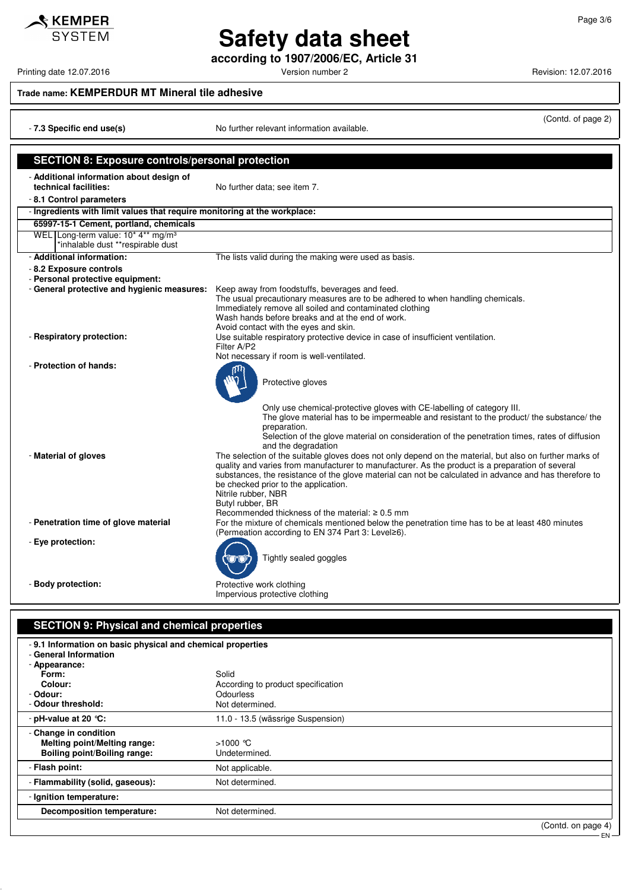Trade name: **KEMPERDUR MT Mineral tile adhesive**

(Contd. of page 2)

- **7.3 Specific end use(s)** No further relevant information available.

## SECTION 8: Exposure controls/personal protection

- **Additional information about design of technical facilities:** No further data; see item 7.
- **8.1 Control parameters**
- **Ingredients with limit values that require monitoring at the workplace:**

| 65997-15-1 Cement, portland, chemicals | |
|---|---|
| WEL | Long-term value: 10* 4** mg/m³ *inhalable dust **respirable dust |

- **Additional information:** The lists valid during the making were used as basis.
- **8.2 Exposure controls**
- **Personal protective equipment:**
- **General protective and hygienic measures:**
  Keep away from foodstuffs, beverages and feed.
  The usual precautionary measures are to be adhered to when handling chemicals.
  Immediately remove all soiled and contaminated clothing
  Wash hands before breaks and at the end of work.
  Avoid contact with the eyes and skin.
- **Respiratory protection:**
  Use suitable respiratory protective device in case of insufficient ventilation.
  Filter A/P2
  Not necessary if room is well-ventilated.
- **Protection of hands:**
  Protective gloves

  Only use chemical-protective gloves with CE-labelling of category III.
  The glove material has to be impermeable and resistant to the product/ the substance/ the preparation.
  Selection of the glove material on consideration of the penetration times, rates of diffusion and the degradation
- **Material of gloves**
  The selection of the suitable gloves does not only depend on the material, but also on further marks of quality and varies from manufacturer to manufacturer. As the product is a preparation of several substances, the resistance of the glove material can not be calculated in advance and has therefore to be checked prior to the application.
  Nitrile rubber, NBR
  Butyl rubber, BR
  Recommended thickness of the material: ≥ 0.5 mm
- **Penetration time of glove material**
  For the mixture of chemicals mentioned below the penetration time has to be at least 480 minutes (Permeation according to EN 374 Part 3: Level≥6).
- **Eye protection:**
  Tightly sealed goggles
- **Body protection:**
  Protective work clothing
  Impervious protective clothing

## SECTION 9: Physical and chemical properties

- **9.1 Information on basic physical and chemical properties**
- **General Information**
- **Appearance:**

| | |
|---|---|
| **Form:** | Solid |
| **Colour:** | According to product specification |
| **Odour:** | Odourless |
| **Odour threshold:** | Not determined. |
| **pH-value at 20 °C:** | 11.0 - 13.5 (wässrige Suspension) |
| **Change in condition** | |
| **Melting point/Melting range:** | >1000 °C |
| **Boiling point/Boiling range:** | Undetermined. |
| **Flash point:** | Not applicable. |
| **Flammability (solid, gaseous):** | Not determined. |
| **Ignition temperature:** | |
| **Decomposition temperature:** | Not determined. |

(Contd. on page 4)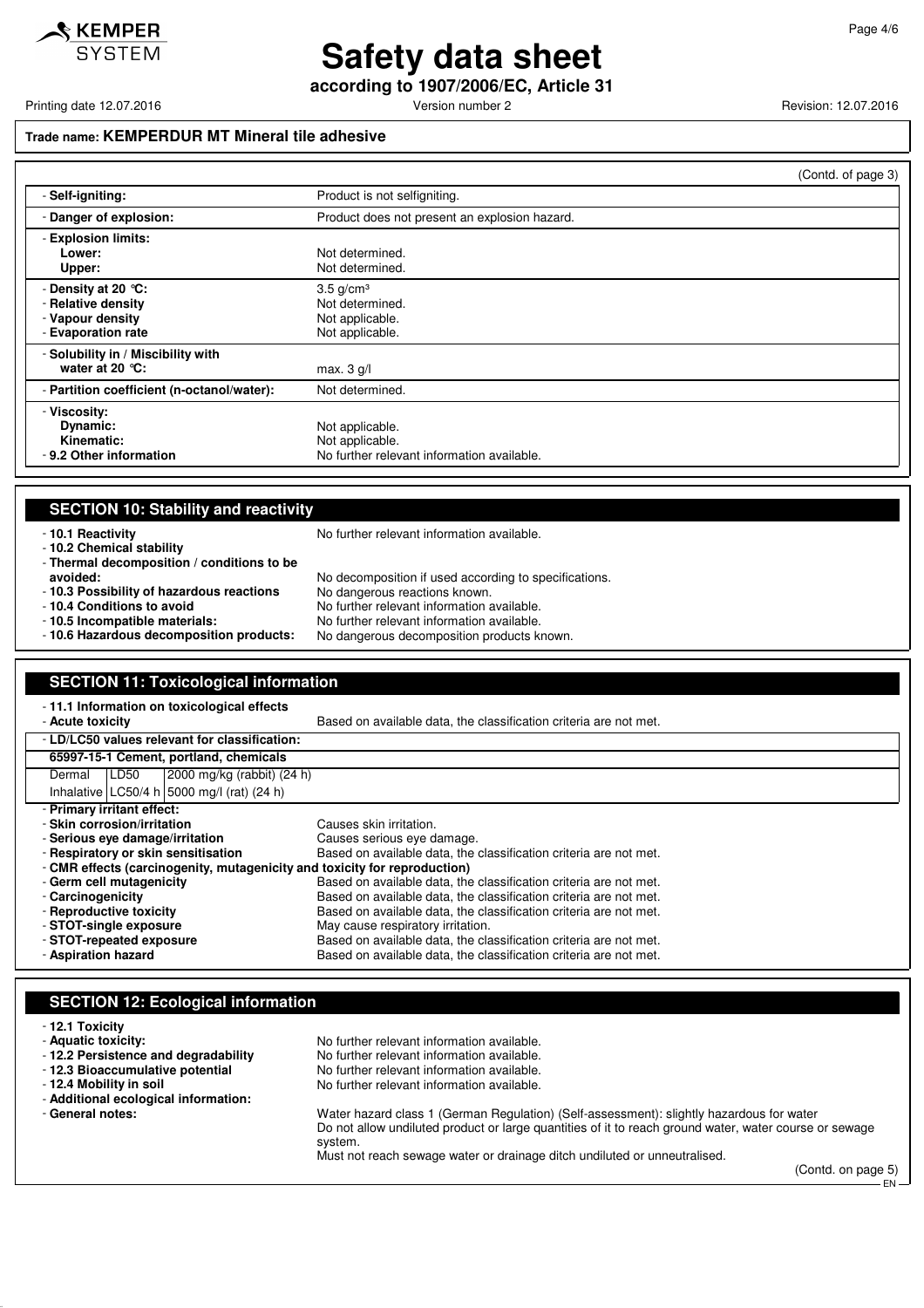**Trade name: KEMPERDUR MT Mineral tile adhesive**

(Contd. of page 3)

| | |
|---|---|
| - **Self-igniting:** | Product is not selfigniting. |
| - **Danger of explosion:** | Product does not present an explosion hazard. |
| - **Explosion limits:** | |
| **Lower:** | Not determined. |
| **Upper:** | Not determined. |
| - **Density at 20 °C:** | 3.5 g/cm³ |
| - **Relative density** | Not determined. |
| - **Vapour density** | Not applicable. |
| - **Evaporation rate** | Not applicable. |
| - **Solubility in / Miscibility with water at 20 °C:** | max. 3 g/l |
| - **Partition coefficient (n-octanol/water):** | Not determined. |
| - **Viscosity:** | |
| **Dynamic:** | Not applicable. |
| **Kinematic:** | Not applicable. |
| - **9.2 Other information** | No further relevant information available. |

## SECTION 10: Stability and reactivity

- **10.1 Reactivity** No further relevant information available.
- **10.2 Chemical stability**
- **Thermal decomposition / conditions to be avoided:** No decomposition if used according to specifications.
- **10.3 Possibility of hazardous reactions** No dangerous reactions known.
- **10.4 Conditions to avoid** No further relevant information available.
- **10.5 Incompatible materials:** No further relevant information available.
- **10.6 Hazardous decomposition products:** No dangerous decomposition products known.

## SECTION 11: Toxicological information

- **11.1 Information on toxicological effects**
- **Acute toxicity** Based on available data, the classification criteria are not met.

- **LD/LC50 values relevant for classification:**

**65997-15-1 Cement, portland, chemicals**

| | | |
|---|---|---|
| Dermal | LD50 | 2000 mg/kg (rabbit) (24 h) |
| Inhalative | LC50/4 h | 5000 mg/l (rat) (24 h) |

- **Primary irritant effect:**
- **Skin corrosion/irritation** Causes skin irritation.
- **Serious eye damage/irritation** Causes serious eye damage.
- **Respiratory or skin sensitisation** Based on available data, the classification criteria are not met.
- **CMR effects (carcinogenity, mutagenicity and toxicity for reproduction)**
- **Germ cell mutagenicity** Based on available data, the classification criteria are not met.
- **Carcinogenicity** Based on available data, the classification criteria are not met.
- **Reproductive toxicity** Based on available data, the classification criteria are not met.
- **STOT-single exposure** May cause respiratory irritation.
- **STOT-repeated exposure** Based on available data, the classification criteria are not met.
- **Aspiration hazard** Based on available data, the classification criteria are not met.

## SECTION 12: Ecological information

- **12.1 Toxicity**
- **Aquatic toxicity:** No further relevant information available.
- **12.2 Persistence and degradability** No further relevant information available.
- **12.3 Bioaccumulative potential** No further relevant information available.
- **12.4 Mobility in soil** No further relevant information available.
- **Additional ecological information:**
- **General notes:** Water hazard class 1 (German Regulation) (Self-assessment): slightly hazardous for water
  Do not allow undiluted product or large quantities of it to reach ground water, water course or sewage system.
  Must not reach sewage water or drainage ditch undiluted or unneutralised.

(Contd. on page 5)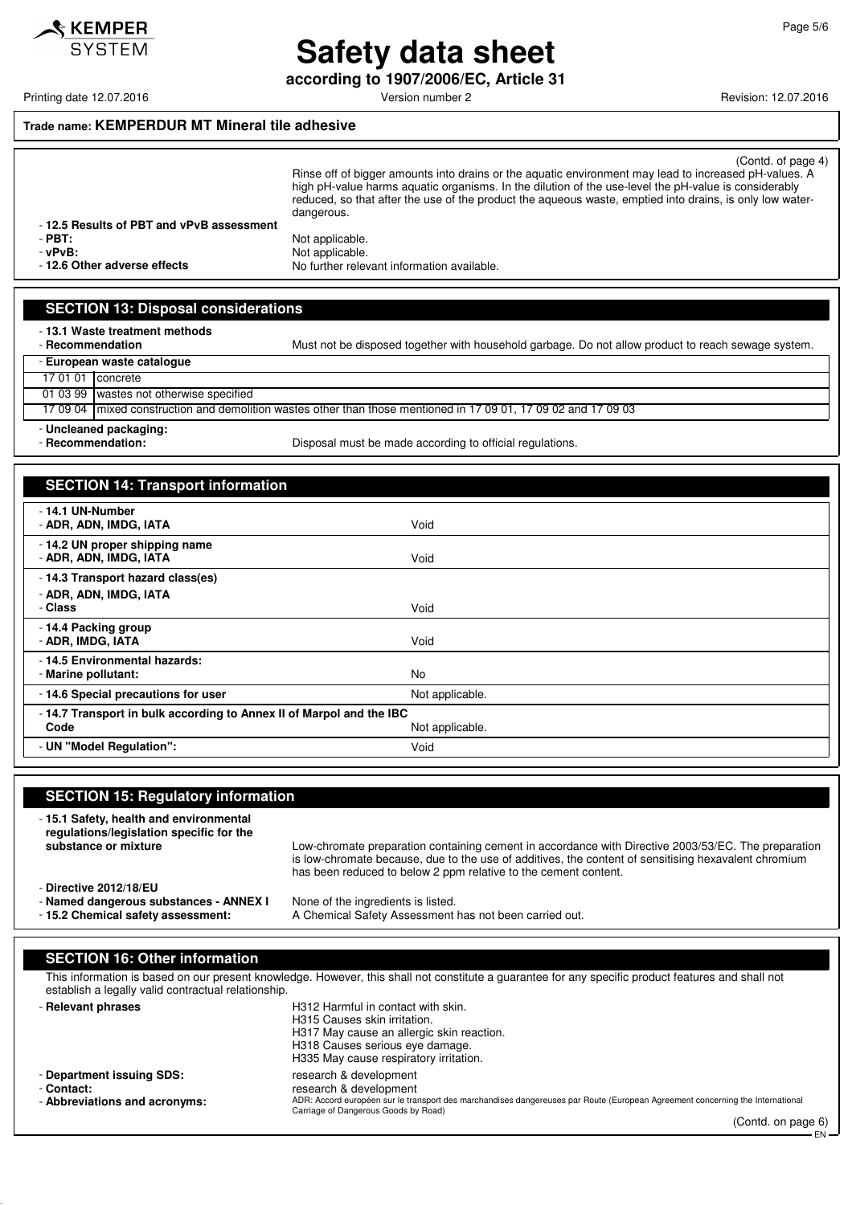(Contd. of page 4)

Rinse off of bigger amounts into drains or the aquatic environment may lead to increased pH-values. A high pH-value harms aquatic organisms. In the dilution of the use-level the pH-value is considerably reduced, so that after the use of the product the aqueous waste, emptied into drains, is only low water-dangerous.

- **12.5 Results of PBT and vPvB assessment**
- **PBT:** Not applicable.
- **vPvB:** Not applicable.
- **12.6 Other adverse effects** No further relevant information available.

## SECTION 13: Disposal considerations

- **13.1 Waste treatment methods**
- **Recommendation** Must not be disposed together with household garbage. Do not allow product to reach sewage system.

- **European waste catalogue**

| | |
|---|---|
| 17 01 01 | concrete |
| 01 03 99 | wastes not otherwise specified |
| 17 09 04 | mixed construction and demolition wastes other than those mentioned in 17 09 01, 17 09 02 and 17 09 03 |

- **Uncleaned packaging:**
- **Recommendation:** Disposal must be made according to official regulations.

## SECTION 14: Transport information

| | |
|---|---|
| **14.1 UN-Number** | |
| **ADR, ADN, IMDG, IATA** | Void |
| **14.2 UN proper shipping name** | |
| **ADR, ADN, IMDG, IATA** | Void |
| **14.3 Transport hazard class(es)** | |
| **ADR, ADN, IMDG, IATA** | |
| **Class** | Void |
| **14.4 Packing group** | |
| **ADR, IMDG, IATA** | Void |
| **14.5 Environmental hazards:** | |
| **Marine pollutant:** | No |
| **14.6 Special precautions for user** | Not applicable. |
| **14.7 Transport in bulk according to Annex II of Marpol and the IBC Code** | Not applicable. |
| **UN "Model Regulation":** | Void |

## SECTION 15: Regulatory information

- **15.1 Safety, health and environmental regulations/legislation specific for the substance or mixture** Low-chromate preparation containing cement in accordance with Directive 2003/53/EC. The preparation is low-chromate because, due to the use of additives, the content of sensitising hexavalent chromium has been reduced to below 2 ppm relative to the cement content.
- **Directive 2012/18/EU**
- **Named dangerous substances - ANNEX I** None of the ingredients is listed.
- **15.2 Chemical safety assessment:** A Chemical Safety Assessment has not been carried out.

## SECTION 16: Other information

This information is based on our present knowledge. However, this shall not constitute a guarantee for any specific product features and shall not establish a legally valid contractual relationship.

- **Relevant phrases**
  H312 Harmful in contact with skin.
  H315 Causes skin irritation.
  H317 May cause an allergic skin reaction.
  H318 Causes serious eye damage.
  H335 May cause respiratory irritation.
- **Department issuing SDS:** research & development
- **Contact:** research & development
- **Abbreviations and acronyms:** ADR: Accord européen sur le transport des marchandises dangereuses par Route (European Agreement concerning the International Carriage of Dangerous Goods by Road)

(Contd. on page 6)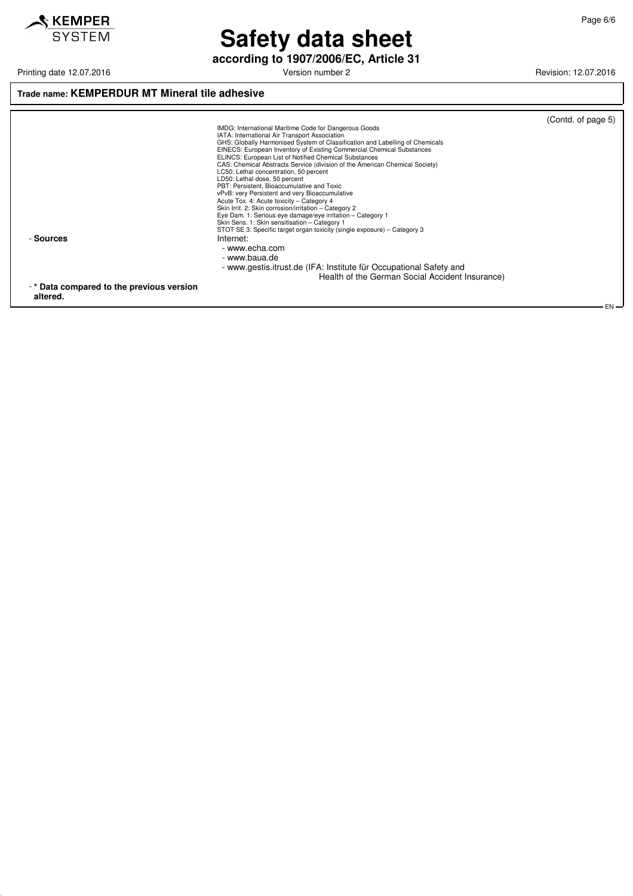Trade name: **KEMPERDUR MT Mineral tile adhesive**

(Contd. of page 5)

IMDG: International Maritime Code for Dangerous Goods
IATA: International Air Transport Association
GHS: Globally Harmonised System of Classification and Labelling of Chemicals
EINECS: European Inventory of Existing Commercial Chemical Substances
ELINCS: European List of Notified Chemical Substances
CAS: Chemical Abstracts Service (division of the American Chemical Society)
LC50: Lethal concentration, 50 percent
LD50: Lethal dose, 50 percent
PBT: Persistent, Bioaccumulative and Toxic
vPvB: very Persistent and very Bioaccumulative
Acute Tox. 4: Acute toxicity – Category 4
Skin Irrit. 2: Skin corrosion/irritation – Category 2
Eye Dam. 1: Serious eye damage/eye irritation – Category 1
Skin Sens. 1: Skin sensitisation – Category 1
STOT SE 3: Specific target organ toxicity (single exposure) – Category 3

- **Sources** Internet:
  - www.echa.com
  - www.baua.de
  - www.gestis.itrust.de (IFA: Institute für Occupational Safety and Health of the German Social Accident Insurance)
- *** Data compared to the previous version altered.**